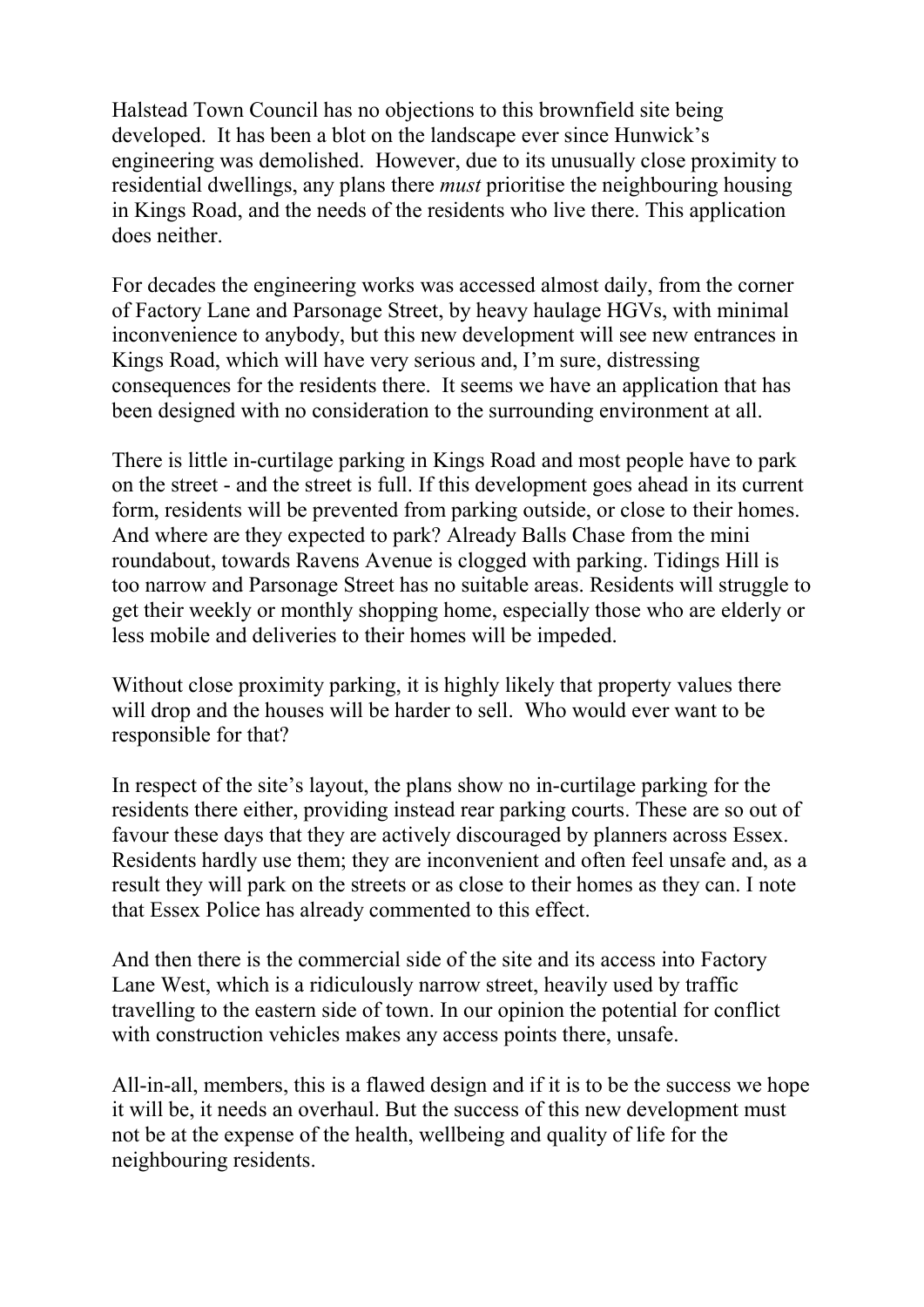Halstead Town Council has no objections to this brownfield site being developed. It has been a blot on the landscape ever since Hunwick's engineering was demolished. However, due to its unusually close proximity to residential dwellings, any plans there *must* prioritise the neighbouring housing in Kings Road, and the needs of the residents who live there. This application does neither.

For decades the engineering works was accessed almost daily, from the corner of Factory Lane and Parsonage Street, by heavy haulage HGVs, with minimal inconvenience to anybody, but this new development will see new entrances in Kings Road, which will have very serious and, I'm sure, distressing consequences for the residents there. It seems we have an application that has been designed with no consideration to the surrounding environment at all.

There is little in-curtilage parking in Kings Road and most people have to park on the street - and the street is full. If this development goes ahead in its current form, residents will be prevented from parking outside, or close to their homes. And where are they expected to park? Already Balls Chase from the mini roundabout, towards Ravens Avenue is clogged with parking. Tidings Hill is too narrow and Parsonage Street has no suitable areas. Residents will struggle to get their weekly or monthly shopping home, especially those who are elderly or less mobile and deliveries to their homes will be impeded.

Without close proximity parking, it is highly likely that property values there will drop and the houses will be harder to sell. Who would ever want to be responsible for that?

In respect of the site's layout, the plans show no in-curtilage parking for the residents there either, providing instead rear parking courts. These are so out of favour these days that they are actively discouraged by planners across Essex. Residents hardly use them; they are inconvenient and often feel unsafe and, as a result they will park on the streets or as close to their homes as they can. I note that Essex Police has already commented to this effect.

And then there is the commercial side of the site and its access into Factory Lane West, which is a ridiculously narrow street, heavily used by traffic travelling to the eastern side of town. In our opinion the potential for conflict with construction vehicles makes any access points there, unsafe.

All-in-all, members, this is a flawed design and if it is to be the success we hope it will be, it needs an overhaul. But the success of this new development must not be at the expense of the health, wellbeing and quality of life for the neighbouring residents.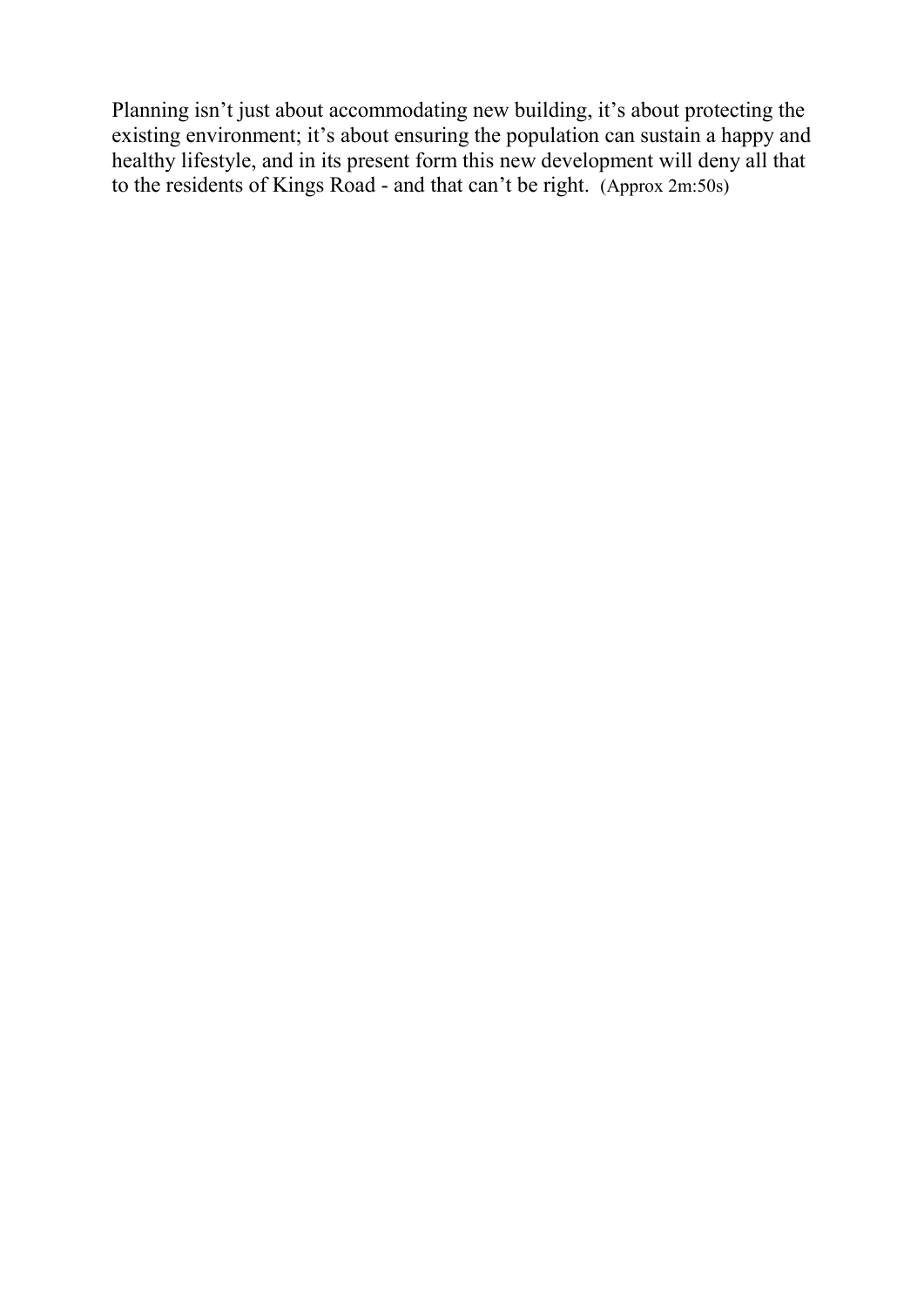Planning isn't just about accommodating new building, it's about protecting the existing environment; it's about ensuring the population can sustain a happy and healthy lifestyle, and in its present form this new development will deny all that to the residents of Kings Road - and that can't be right. (Approx 2m:50s)